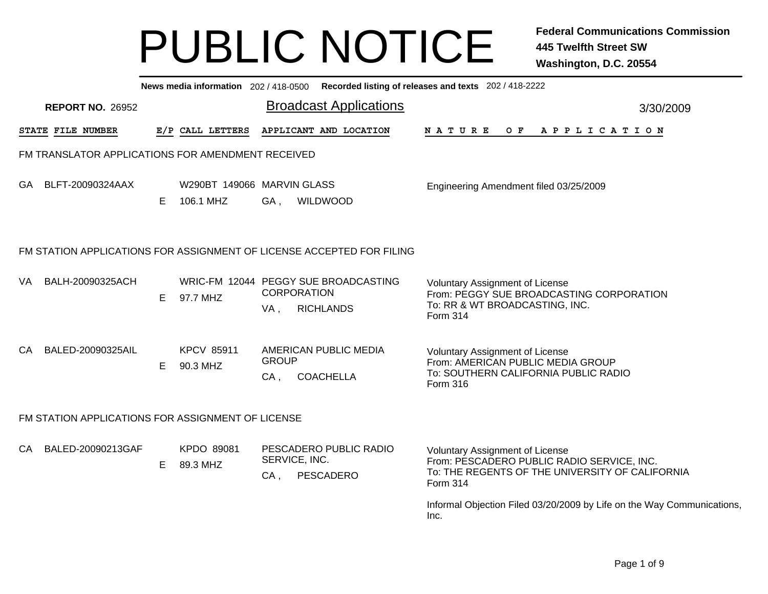# PUBLIC NOTICE

**Federal Communications Commission**
**445 Twelfth Street SW**
**Washington, D.C. 20554**

**News media information** 202 / 418-0500 **Recorded listing of releases and texts** 202 / 418-2222

**REPORT NO.** 26952

## Broadcast Applications

3/30/2009

| STATE | FILE NUMBER | E/P | CALL LETTERS | APPLICANT AND LOCATION | NATURE OF APPLICATION |
|---|---|---|---|---|---|

### FM TRANSLATOR APPLICATIONS FOR AMENDMENT RECEIVED

| STATE | FILE NUMBER | E/P | CALL LETTERS | APPLICANT AND LOCATION | NATURE OF APPLICATION |
|---|---|---|---|---|---|
| GA | BLFT-20090324AAX | E | W290BT 149066<br>106.1 MHZ | MARVIN GLASS<br>GA , WILDWOOD | Engineering Amendment filed 03/25/2009 |

### FM STATION APPLICATIONS FOR ASSIGNMENT OF LICENSE ACCEPTED FOR FILING

| STATE | FILE NUMBER | E/P | CALL LETTERS | APPLICANT AND LOCATION | NATURE OF APPLICATION |
|---|---|---|---|---|---|
| VA | BALH-20090325ACH | E | WRIC-FM 12044<br>97.7 MHZ | PEGGY SUE BROADCASTING CORPORATION<br>VA , RICHLANDS | Voluntary Assignment of License<br>From: PEGGY SUE BROADCASTING CORPORATION<br>To: RR & WT BROADCASTING, INC.<br>Form 314 |
| CA | BALED-20090325AIL | E | KPCV 85911<br>90.3 MHZ | AMERICAN PUBLIC MEDIA GROUP<br>CA , COACHELLA | Voluntary Assignment of License<br>From: AMERICAN PUBLIC MEDIA GROUP<br>To: SOUTHERN CALIFORNIA PUBLIC RADIO<br>Form 316 |

### FM STATION APPLICATIONS FOR ASSIGNMENT OF LICENSE

| STATE | FILE NUMBER | E/P | CALL LETTERS | APPLICANT AND LOCATION | NATURE OF APPLICATION |
|---|---|---|---|---|---|
| CA | BALED-20090213GAF | E | KPDO 89081<br>89.3 MHZ | PESCADERO PUBLIC RADIO SERVICE, INC.<br>CA , PESCADERO | Voluntary Assignment of License<br>From: PESCADERO PUBLIC RADIO SERVICE, INC.<br>To: THE REGENTS OF THE UNIVERSITY OF CALIFORNIA<br>Form 314<br><br>Informal Objection Filed 03/20/2009 by Life on the Way Communications, Inc. |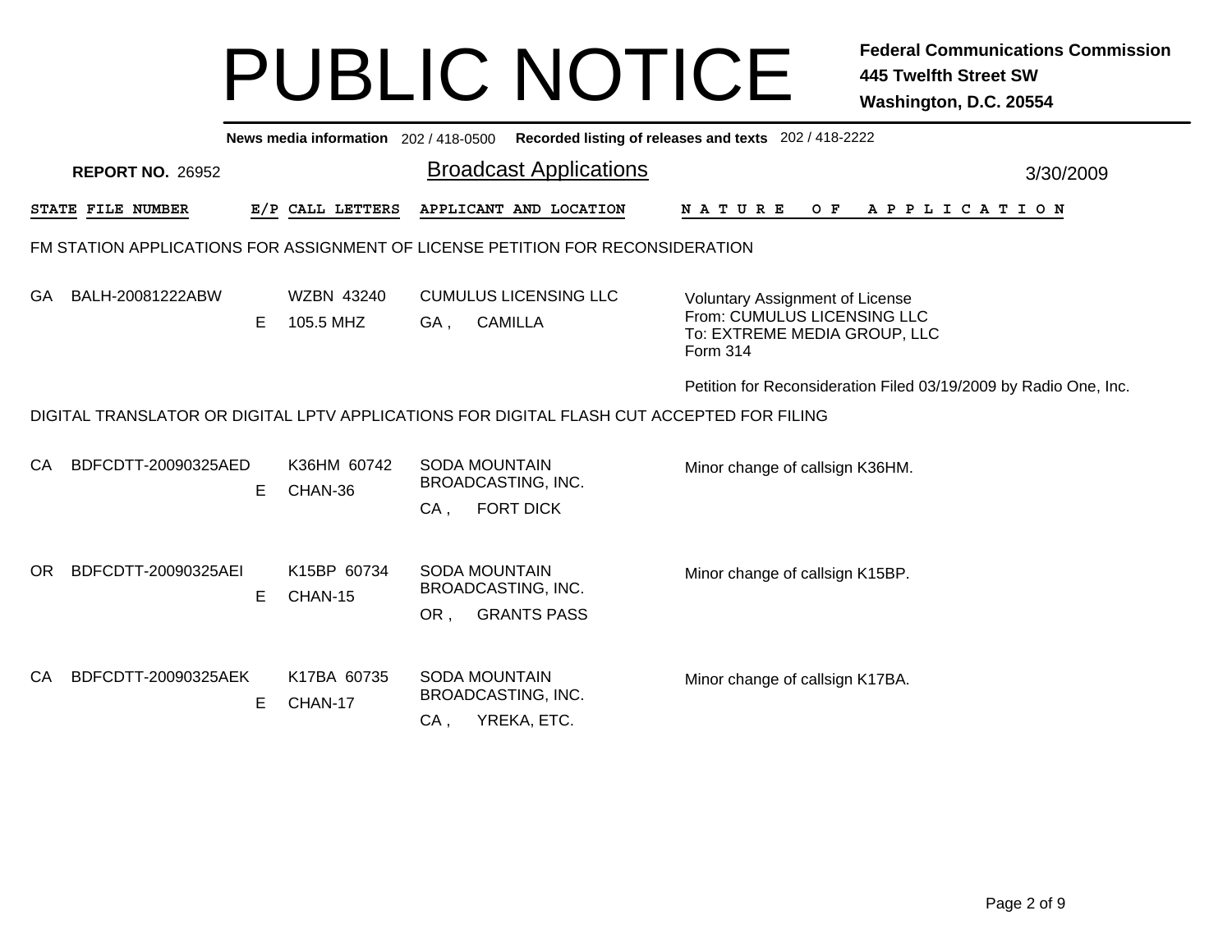# PUBLIC NOTICE

**Federal Communications Commission**
**445 Twelfth Street SW**
**Washington, D.C. 20554**

**News media information** 202 / 418-0500 **Recorded listing of releases and texts** 202 / 418-2222

**REPORT NO.** 26952

## Broadcast Applications

3/30/2009

| STATE | FILE NUMBER | E/P | CALL LETTERS | APPLICANT AND LOCATION | NATURE OF APPLICATION |
|---|---|---|---|---|---|
| **FM STATION APPLICATIONS FOR ASSIGNMENT OF LICENSE PETITION FOR RECONSIDERATION** | | | | | |
| GA | BALH-20081222ABW | E | WZBN 43240<br>105.5 MHZ | CUMULUS LICENSING LLC<br>GA , CAMILLA | Voluntary Assignment of License<br>From: CUMULUS LICENSING LLC<br>To: EXTREME MEDIA GROUP, LLC<br>Form 314<br><br>Petition for Reconsideration Filed 03/19/2009 by Radio One, Inc. |
| **DIGITAL TRANSLATOR OR DIGITAL LPTV APPLICATIONS FOR DIGITAL FLASH CUT ACCEPTED FOR FILING** | | | | | |
| CA | BDFCDTT-20090325AED | E | K36HM 60742<br>CHAN-36 | SODA MOUNTAIN BROADCASTING, INC.<br>CA , FORT DICK | Minor change of callsign K36HM. |
| OR | BDFCDTT-20090325AEI | E | K15BP 60734<br>CHAN-15 | SODA MOUNTAIN BROADCASTING, INC.<br>OR , GRANTS PASS | Minor change of callsign K15BP. |
| CA | BDFCDTT-20090325AEK | E | K17BA 60735<br>CHAN-17 | SODA MOUNTAIN BROADCASTING, INC.<br>CA , YREKA, ETC. | Minor change of callsign K17BA. |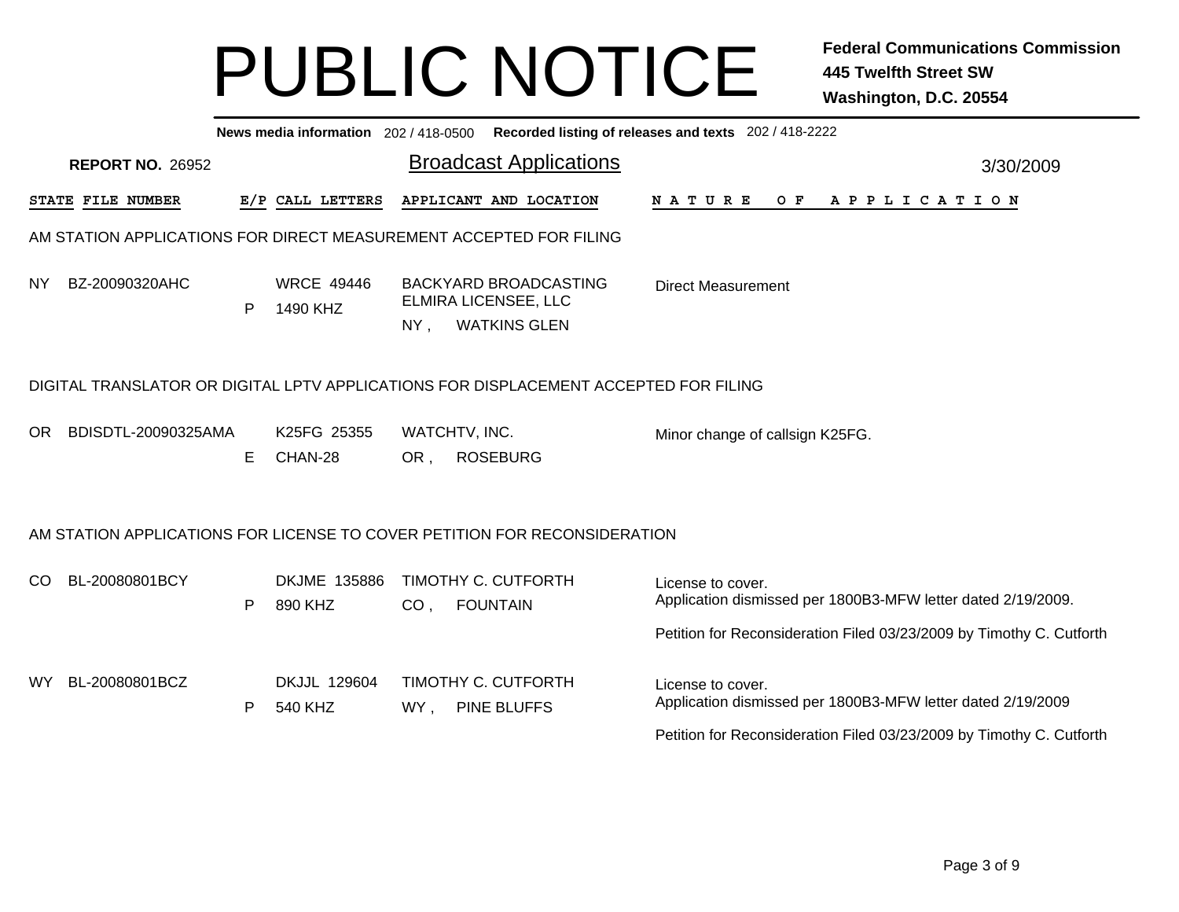# PUBLIC NOTICE

**Federal Communications Commission**
**445 Twelfth Street SW**
**Washington, D.C. 20554**

**News media information** 202 / 418-0500 **Recorded listing of releases and texts** 202 / 418-2222

**REPORT NO.** 26952

## Broadcast Applications

3/30/2009

| STATE | FILE NUMBER | E/P | CALL LETTERS | APPLICANT AND LOCATION | NATURE OF APPLICATION |
|---|---|---|---|---|---|

### AM STATION APPLICATIONS FOR DIRECT MEASUREMENT ACCEPTED FOR FILING

| STATE | FILE NUMBER | E/P | CALL LETTERS | APPLICANT AND LOCATION | NATURE OF APPLICATION |
|---|---|---|---|---|---|
| NY | BZ-20090320AHC | P | WRCE 49446<br>1490 KHZ | BACKYARD BROADCASTING ELMIRA LICENSEE, LLC<br>NY , WATKINS GLEN | Direct Measurement |

### DIGITAL TRANSLATOR OR DIGITAL LPTV APPLICATIONS FOR DISPLACEMENT ACCEPTED FOR FILING

| STATE | FILE NUMBER | E/P | CALL LETTERS | APPLICANT AND LOCATION | NATURE OF APPLICATION |
|---|---|---|---|---|---|
| OR | BDISDTL-20090325AMA | E | K25FG 25355<br>CHAN-28 | WATCHTV, INC.<br>OR , ROSEBURG | Minor change of callsign K25FG. |

### AM STATION APPLICATIONS FOR LICENSE TO COVER PETITION FOR RECONSIDERATION

| STATE | FILE NUMBER | E/P | CALL LETTERS | APPLICANT AND LOCATION | NATURE OF APPLICATION |
|---|---|---|---|---|---|
| CO | BL-20080801BCY | P | DKJME 135886<br>890 KHZ | TIMOTHY C. CUTFORTH<br>CO , FOUNTAIN | License to cover.<br>Application dismissed per 1800B3-MFW letter dated 2/19/2009.<br>Petition for Reconsideration Filed 03/23/2009 by Timothy C. Cutforth |
| WY | BL-20080801BCZ | P | DKJJL 129604<br>540 KHZ | TIMOTHY C. CUTFORTH<br>WY , PINE BLUFFS | License to cover.<br>Application dismissed per 1800B3-MFW letter dated 2/19/2009<br>Petition for Reconsideration Filed 03/23/2009 by Timothy C. Cutforth |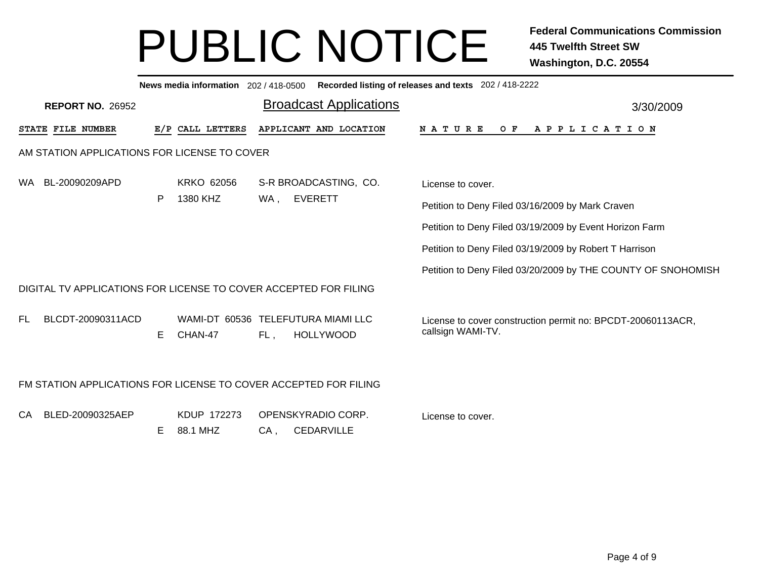# PUBLIC NOTICE

**Federal Communications Commission**
**445 Twelfth Street SW**
**Washington, D.C. 20554**

**News media information** 202 / 418-0500 **Recorded listing of releases and texts** 202 / 418-2222

**REPORT NO.** 26952

## Broadcast Applications

3/30/2009

| STATE | FILE NUMBER | E/P | CALL LETTERS | APPLICANT AND LOCATION | NATURE OF APPLICATION |
|---|---|---|---|---|---|
| **AM STATION APPLICATIONS FOR LICENSE TO COVER** | | | | | |
| WA | BL-20090209APD | P | KRKO 62056<br>1380 KHZ | S-R BROADCASTING, CO.<br>WA , EVERETT | License to cover.<br>Petition to Deny Filed 03/16/2009 by Mark Craven<br>Petition to Deny Filed 03/19/2009 by Event Horizon Farm<br>Petition to Deny Filed 03/19/2009 by Robert T Harrison<br>Petition to Deny Filed 03/20/2009 by THE COUNTY OF SNOHOMISH |
| **DIGITAL TV APPLICATIONS FOR LICENSE TO COVER ACCEPTED FOR FILING** | | | | | |
| FL | BLCDT-20090311ACD | E | WAMI-DT 60536<br>CHAN-47 | TELEFUTURA MIAMI LLC<br>FL , HOLLYWOOD | License to cover construction permit no: BPCDT-20060113ACR, callsign WAMI-TV. |
| **FM STATION APPLICATIONS FOR LICENSE TO COVER ACCEPTED FOR FILING** | | | | | |
| CA | BLED-20090325AEP | E | KDUP 172273<br>88.1 MHZ | OPENSKYRADIO CORP.<br>CA , CEDARVILLE | License to cover. |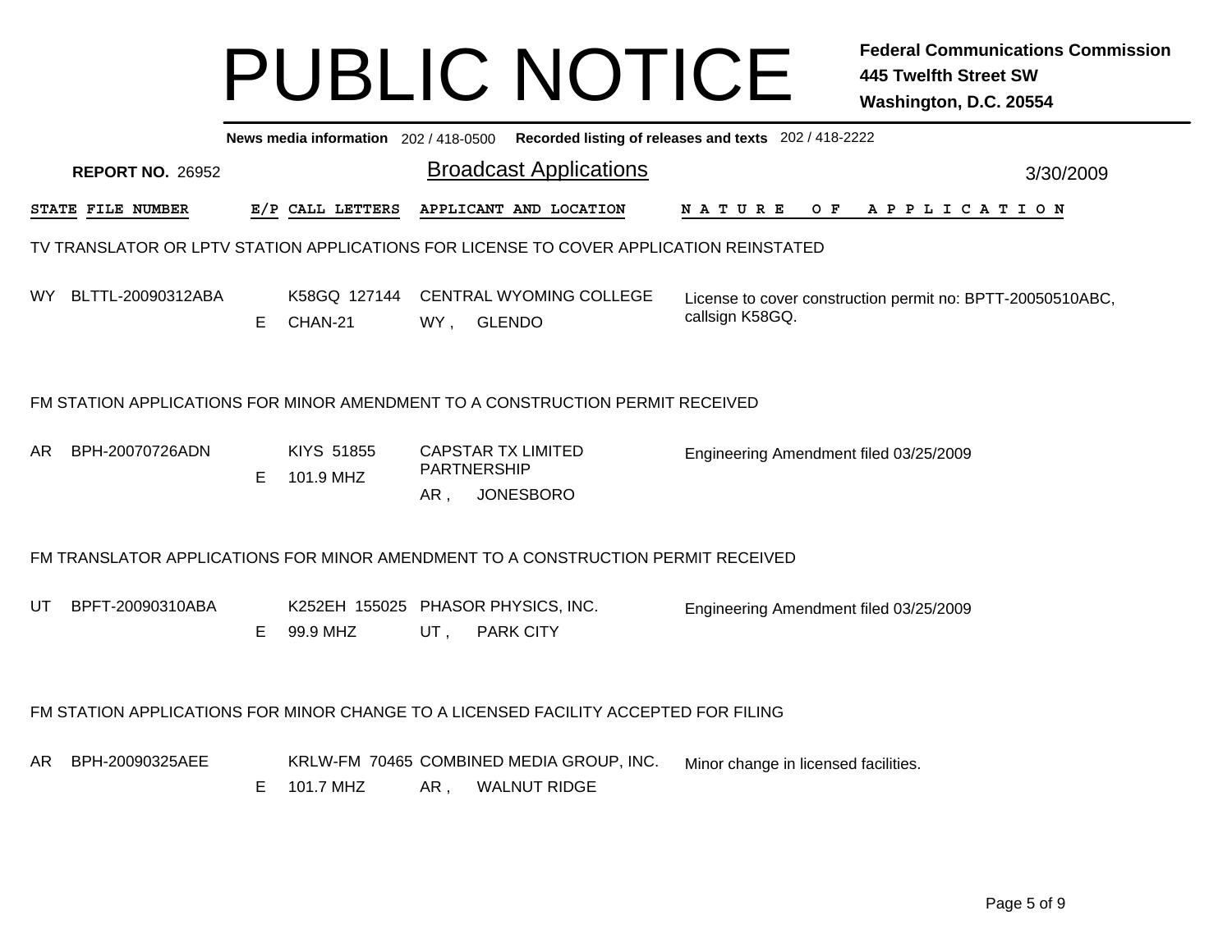# PUBLIC NOTICE

**Federal Communications Commission**
**445 Twelfth Street SW**
**Washington, D.C. 20554**

**News media information** 202 / 418-0500 **Recorded listing of releases and texts** 202 / 418-2222

**REPORT NO.** 26952

## Broadcast Applications

3/30/2009

| STATE | FILE NUMBER | E/P | CALL LETTERS | APPLICANT AND LOCATION | NATURE OF APPLICATION |
|---|---|---|---|---|---|

### TV TRANSLATOR OR LPTV STATION APPLICATIONS FOR LICENSE TO COVER APPLICATION REINSTATED

| STATE | FILE NUMBER | E/P | CALL LETTERS | APPLICANT AND LOCATION | NATURE OF APPLICATION |
|---|---|---|---|---|---|
| WY | BLTTL-20090312ABA | E | K58GQ 127144 CHAN-21 | CENTRAL WYOMING COLLEGE WY , GLENDO | License to cover construction permit no: BPTT-20050510ABC, callsign K58GQ. |

### FM STATION APPLICATIONS FOR MINOR AMENDMENT TO A CONSTRUCTION PERMIT RECEIVED

| STATE | FILE NUMBER | E/P | CALL LETTERS | APPLICANT AND LOCATION | NATURE OF APPLICATION |
|---|---|---|---|---|---|
| AR | BPH-20070726ADN | E | KIYS 51855 101.9 MHZ | CAPSTAR TX LIMITED PARTNERSHIP AR , JONESBORO | Engineering Amendment filed 03/25/2009 |

### FM TRANSLATOR APPLICATIONS FOR MINOR AMENDMENT TO A CONSTRUCTION PERMIT RECEIVED

| STATE | FILE NUMBER | E/P | CALL LETTERS | APPLICANT AND LOCATION | NATURE OF APPLICATION |
|---|---|---|---|---|---|
| UT | BPFT-20090310ABA | E | K252EH 155025 99.9 MHZ | PHASOR PHYSICS, INC. UT , PARK CITY | Engineering Amendment filed 03/25/2009 |

### FM STATION APPLICATIONS FOR MINOR CHANGE TO A LICENSED FACILITY ACCEPTED FOR FILING

| STATE | FILE NUMBER | E/P | CALL LETTERS | APPLICANT AND LOCATION | NATURE OF APPLICATION |
|---|---|---|---|---|---|
| AR | BPH-20090325AEE | E | KRLW-FM 70465 101.7 MHZ | COMBINED MEDIA GROUP, INC. AR , WALNUT RIDGE | Minor change in licensed facilities. |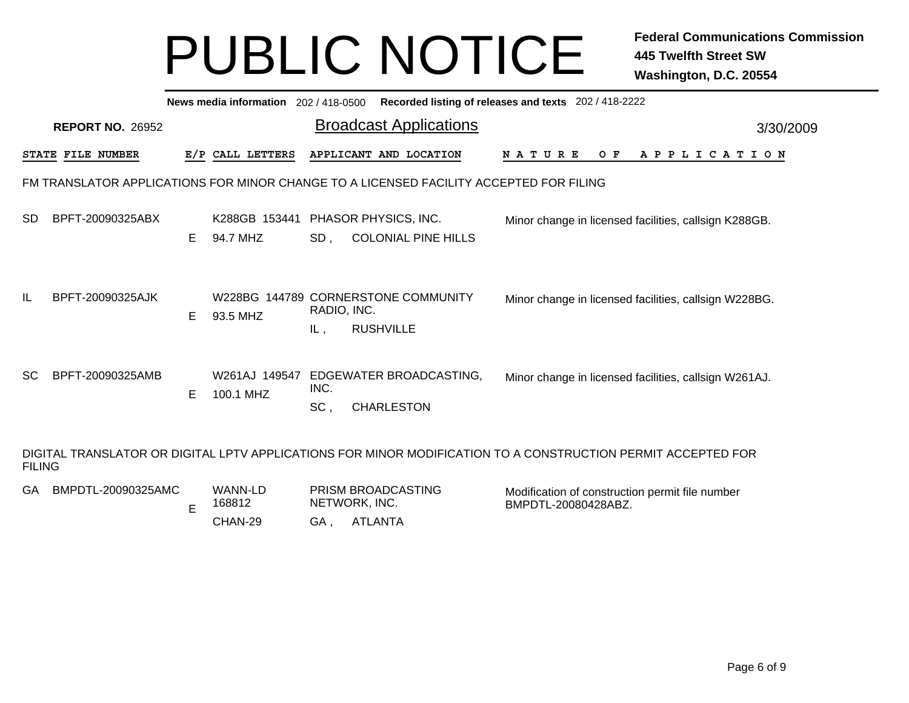# PUBLIC NOTICE

**Federal Communications Commission**
**445 Twelfth Street SW**
**Washington, D.C. 20554**

**News media information** 202 / 418-0500 **Recorded listing of releases and texts** 202 / 418-2222

**REPORT NO.** 26952

## Broadcast Applications

3/30/2009

| STATE | FILE NUMBER | E/P | CALL LETTERS | APPLICANT AND LOCATION | NATURE OF APPLICATION |
|---|---|---|---|---|---|

FM TRANSLATOR APPLICATIONS FOR MINOR CHANGE TO A LICENSED FACILITY ACCEPTED FOR FILING

| STATE | FILE NUMBER | E/P | CALL LETTERS | APPLICANT AND LOCATION | NATURE OF APPLICATION |
|---|---|---|---|---|---|
| SD | BPFT-20090325ABX | E | K288GB 153441 94.7 MHZ | PHASOR PHYSICS, INC. SD , COLONIAL PINE HILLS | Minor change in licensed facilities, callsign K288GB. |
| IL | BPFT-20090325AJK | E | W228BG 144789 93.5 MHZ | CORNERSTONE COMMUNITY RADIO, INC. IL , RUSHVILLE | Minor change in licensed facilities, callsign W228BG. |
| SC | BPFT-20090325AMB | E | W261AJ 149547 100.1 MHZ | EDGEWATER BROADCASTING, INC. SC , CHARLESTON | Minor change in licensed facilities, callsign W261AJ. |

DIGITAL TRANSLATOR OR DIGITAL LPTV APPLICATIONS FOR MINOR MODIFICATION TO A CONSTRUCTION PERMIT ACCEPTED FOR FILING

| STATE | FILE NUMBER | E/P | CALL LETTERS | APPLICANT AND LOCATION | NATURE OF APPLICATION |
|---|---|---|---|---|---|
| GA | BMPDTL-20090325AMC | E | WANN-LD 168812 CHAN-29 | PRISM BROADCASTING NETWORK, INC. GA , ATLANTA | Modification of construction permit file number BMPDTL-20080428ABZ. |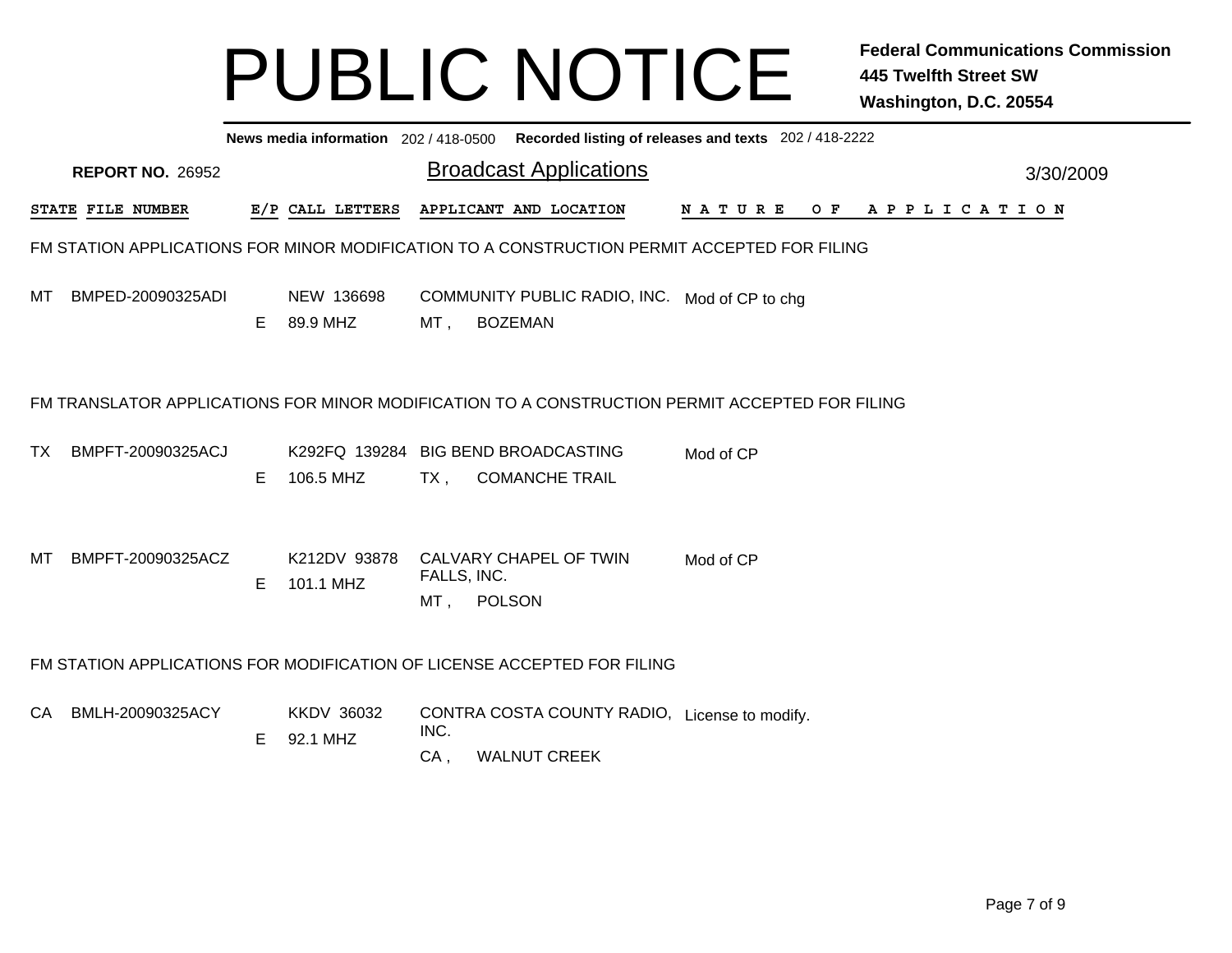# PUBLIC NOTICE

**Federal Communications Commission**
**445 Twelfth Street SW**
**Washington, D.C. 20554**

**News media information** 202 / 418-0500 **Recorded listing of releases and texts** 202 / 418-2222

**REPORT NO.** 26952

## Broadcast Applications

3/30/2009

| STATE | FILE NUMBER | E/P | CALL LETTERS | APPLICANT AND LOCATION | NATURE OF APPLICATION |
|---|---|---|---|---|---|

### FM STATION APPLICATIONS FOR MINOR MODIFICATION TO A CONSTRUCTION PERMIT ACCEPTED FOR FILING

| STATE | FILE NUMBER | E/P | CALL LETTERS | APPLICANT AND LOCATION | NATURE OF APPLICATION |
|---|---|---|---|---|---|
| MT | BMPED-20090325ADI | E | NEW 136698<br>89.9 MHZ | COMMUNITY PUBLIC RADIO, INC.<br>MT , BOZEMAN | Mod of CP to chg |

### FM TRANSLATOR APPLICATIONS FOR MINOR MODIFICATION TO A CONSTRUCTION PERMIT ACCEPTED FOR FILING

| STATE | FILE NUMBER | E/P | CALL LETTERS | APPLICANT AND LOCATION | NATURE OF APPLICATION |
|---|---|---|---|---|---|
| TX | BMPFT-20090325ACJ | E | K292FQ 139284<br>106.5 MHZ | BIG BEND BROADCASTING<br>TX , COMANCHE TRAIL | Mod of CP |
| MT | BMPFT-20090325ACZ | E | K212DV 93878<br>101.1 MHZ | CALVARY CHAPEL OF TWIN FALLS, INC.<br>MT , POLSON | Mod of CP |

### FM STATION APPLICATIONS FOR MODIFICATION OF LICENSE ACCEPTED FOR FILING

| STATE | FILE NUMBER | E/P | CALL LETTERS | APPLICANT AND LOCATION | NATURE OF APPLICATION |
|---|---|---|---|---|---|
| CA | BMLH-20090325ACY | E | KKDV 36032<br>92.1 MHZ | CONTRA COSTA COUNTY RADIO, INC.<br>CA , WALNUT CREEK | License to modify. |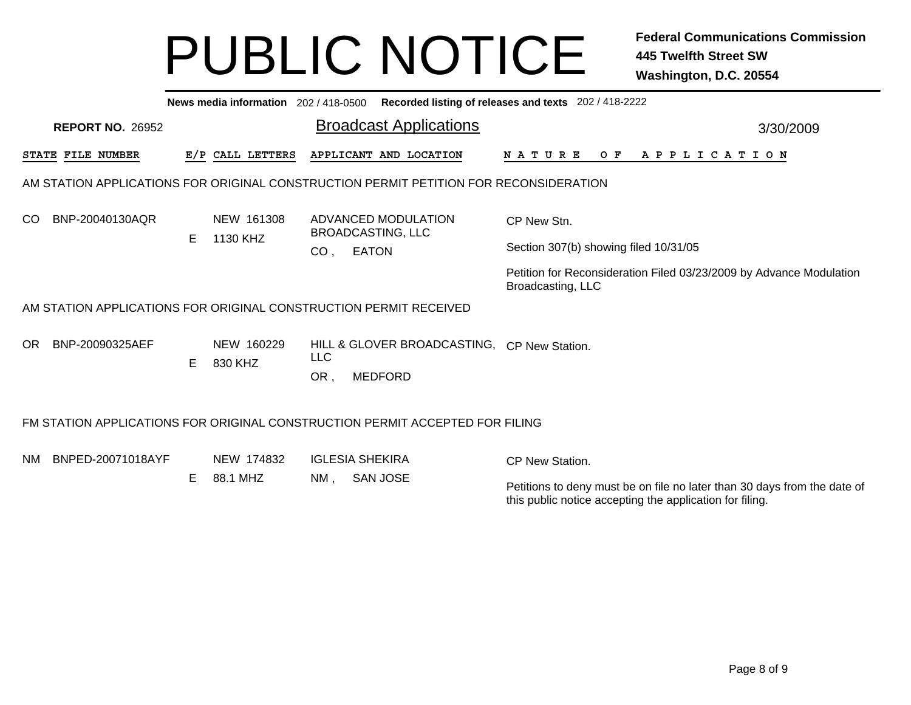# PUBLIC NOTICE

**Federal Communications Commission**
**445 Twelfth Street SW**
**Washington, D.C. 20554**

**News media information** 202 / 418-0500 **Recorded listing of releases and texts** 202 / 418-2222

**REPORT NO.** 26952

## Broadcast Applications

3/30/2009

### AM STATION APPLICATIONS FOR ORIGINAL CONSTRUCTION PERMIT PETITION FOR RECONSIDERATION

| STATE | FILE NUMBER | E/P | CALL LETTERS | APPLICANT AND LOCATION | NATURE OF APPLICATION |
|---|---|---|---|---|---|
| CO | BNP-20040130AQR | E | NEW 161308<br>1130 KHZ | ADVANCED MODULATION BROADCASTING, LLC<br>CO , EATON | CP New Stn.<br><br>Section 307(b) showing filed 10/31/05<br><br>Petition for Reconsideration Filed 03/23/2009 by Advance Modulation Broadcasting, LLC |

### AM STATION APPLICATIONS FOR ORIGINAL CONSTRUCTION PERMIT RECEIVED

| STATE | FILE NUMBER | E/P | CALL LETTERS | APPLICANT AND LOCATION | NATURE OF APPLICATION |
|---|---|---|---|---|---|
| OR | BNP-20090325AEF | E | NEW 160229<br>830 KHZ | HILL & GLOVER BROADCASTING, LLC<br>OR , MEDFORD | CP New Station. |

### FM STATION APPLICATIONS FOR ORIGINAL CONSTRUCTION PERMIT ACCEPTED FOR FILING

| STATE | FILE NUMBER | E/P | CALL LETTERS | APPLICANT AND LOCATION | NATURE OF APPLICATION |
|---|---|---|---|---|---|
| NM | BNPED-20071018AYF | E | NEW 174832<br>88.1 MHZ | IGLESIA SHEKIRA<br>NM , SAN JOSE | CP New Station.<br><br>Petitions to deny must be on file no later than 30 days from the date of this public notice accepting the application for filing. |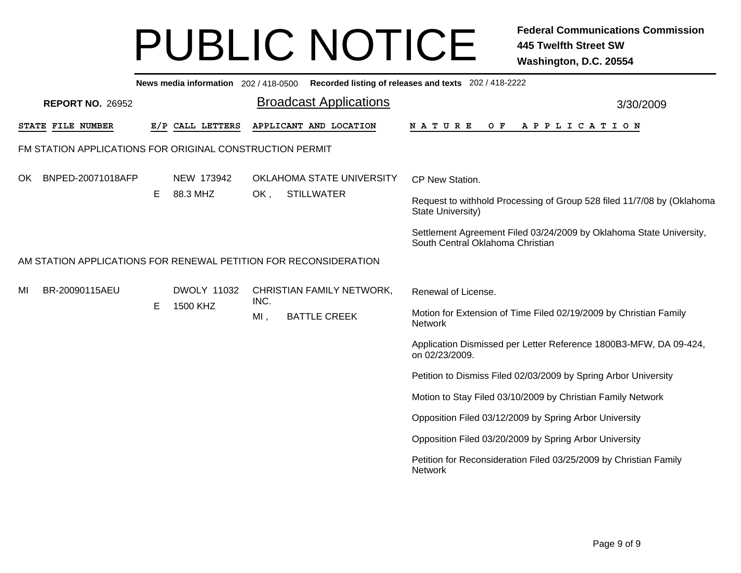# PUBLIC NOTICE

**Federal Communications Commission**
**445 Twelfth Street SW**
**Washington, D.C. 20554**

**News media information** 202 / 418-0500 **Recorded listing of releases and texts** 202 / 418-2222

**REPORT NO.** 26952

## Broadcast Applications

3/30/2009

| STATE | FILE NUMBER | E/P | CALL LETTERS | APPLICANT AND LOCATION | NATURE OF APPLICATION |
|---|---|---|---|---|---|

### FM STATION APPLICATIONS FOR ORIGINAL CONSTRUCTION PERMIT

| STATE | FILE NUMBER | E/P | CALL LETTERS | APPLICANT AND LOCATION | NATURE OF APPLICATION |
|---|---|---|---|---|---|
| OK | BNPED-20071018AFP | E | NEW 173942<br>88.3 MHZ | OKLAHOMA STATE UNIVERSITY<br>OK , STILLWATER | CP New Station.<br><br>Request to withhold Processing of Group 528 filed 11/7/08 by (Oklahoma State University)<br><br>Settlement Agreement Filed 03/24/2009 by Oklahoma State University, South Central Oklahoma Christian |

### AM STATION APPLICATIONS FOR RENEWAL PETITION FOR RECONSIDERATION

| STATE | FILE NUMBER | E/P | CALL LETTERS | APPLICANT AND LOCATION | NATURE OF APPLICATION |
|---|---|---|---|---|---|
| MI | BR-20090115AEU | E | DWOLY 11032<br>1500 KHZ | CHRISTIAN FAMILY NETWORK, INC.<br>MI , BATTLE CREEK | Renewal of License.<br><br>Motion for Extension of Time Filed 02/19/2009 by Christian Family Network<br><br>Application Dismissed per Letter Reference 1800B3-MFW, DA 09-424, on 02/23/2009.<br><br>Petition to Dismiss Filed 02/03/2009 by Spring Arbor University<br><br>Motion to Stay Filed 03/10/2009 by Christian Family Network<br><br>Opposition Filed 03/12/2009 by Spring Arbor University<br><br>Opposition Filed 03/20/2009 by Spring Arbor University<br><br>Petition for Reconsideration Filed 03/25/2009 by Christian Family Network |